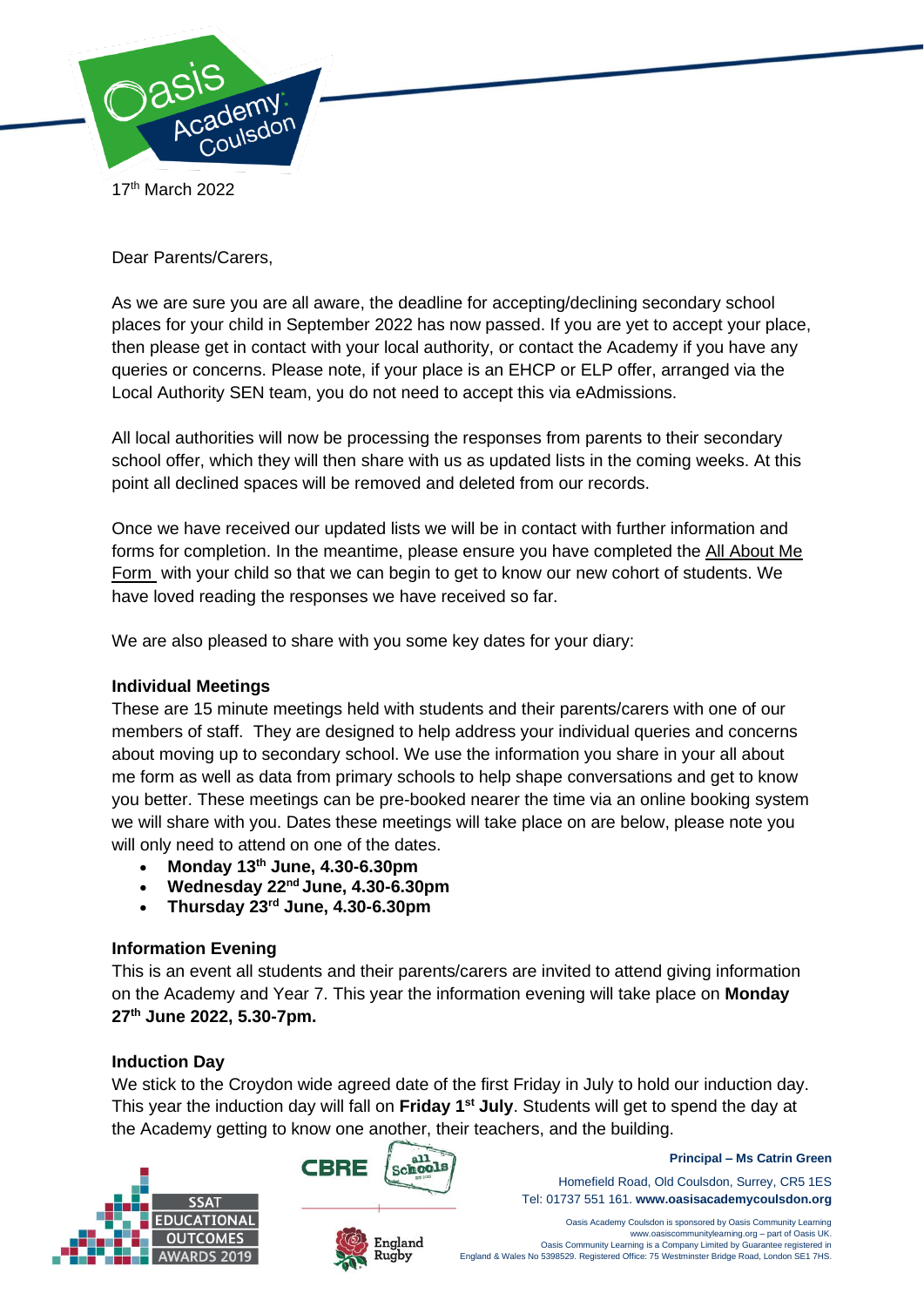17th March 2022

Dear Parents/Carers,

As we are sure you are all aware, the deadline for accepting/declining secondary school places for your child in September 2022 has now passed. If you are yet to accept your place, then please get in contact with your local authority, or contact the Academy if you have any queries or concerns. Please note, if your place is an EHCP or ELP offer, arranged via the Local Authority SEN team, you do not need to accept this via eAdmissions.

All local authorities will now be processing the responses from parents to their secondary school offer, which they will then share with us as updated lists in the coming weeks. At this point all declined spaces will be removed and deleted from our records.

Once we have received our updated lists we will be in contact with further information and forms for completion. In the meantime, please ensure you have completed the All About Me Form with your child so that we can begin to get to know our new cohort of students. We have loved reading the responses we have received so far.

We are also pleased to share with you some key dates for your diary:

**Individual Meetings**

These are 15 minute meetings held with students and their parents/carers with one of our members of staff. They are designed to help address your individual queries and concerns about moving up to secondary school. We use the information you share in your all about me form as well as data from primary schools to help shape conversations and get to know you better. These meetings can be pre-booked nearer the time via an online booking system we will share with you. Dates these meetings will take place on are below, please note you will only need to attend on one of the dates.

- **Monday 13th June, 4.30-6.30pm**
- **Wednesday 22nd June, 4.30-6.30pm**
- **Thursday 23rd June, 4.30-6.30pm**

**Information Evening**

This is an event all students and their parents/carers are invited to attend giving information on the Academy and Year 7. This year the information evening will take place on **Monday 27th June 2022, 5.30-7pm.**

**Induction Day**

We stick to the Croydon wide agreed date of the first Friday in July to hold our induction day. This year the induction day will fall on **Friday 1st July**. Students will get to spend the day at the Academy getting to know one another, their teachers, and the building.

**Principal – Ms Catrin Green**

Homefield Road, Old Coulsdon, Surrey, CR5 1ES
Tel: 01737 551 161. **www.oasisacademycoulsdon.org**

Oasis Academy Coulsdon is sponsored by Oasis Community Learning
www.oasiscommunitylearning.org – part of Oasis UK.
Oasis Community Learning is a Company Limited by Guarantee registered in England & Wales No 5398529. Registered Office: 75 Westminster Bridge Road, London SE1 7HS.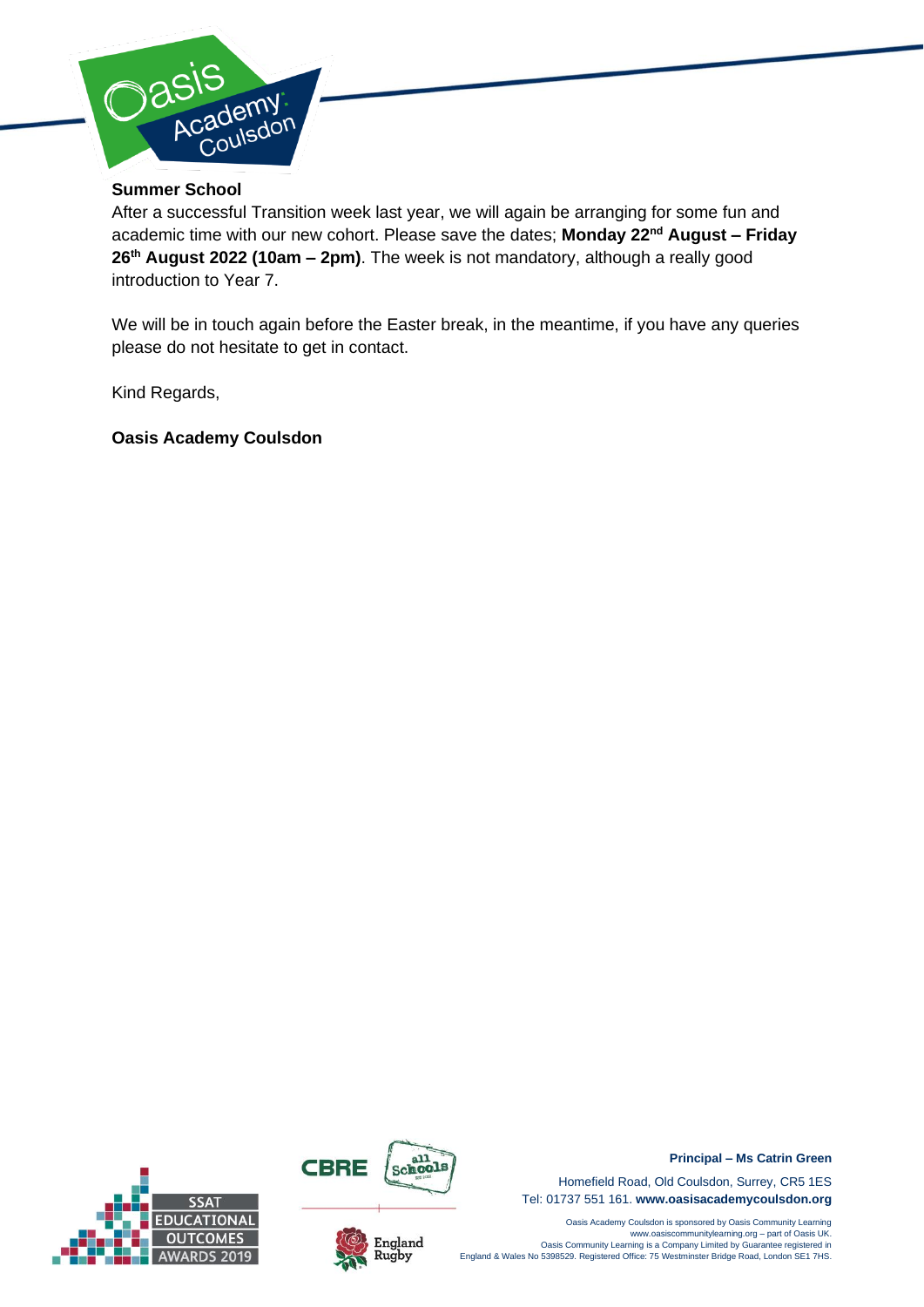**Summer School**

After a successful Transition week last year, we will again be arranging for some fun and academic time with our new cohort. Please save the dates; **Monday 22nd August – Friday 26th August 2022 (10am – 2pm)**. The week is not mandatory, although a really good introduction to Year 7.

We will be in touch again before the Easter break, in the meantime, if you have any queries please do not hesitate to get in contact.

Kind Regards,

**Oasis Academy Coulsdon**

**Principal – Ms Catrin Green**

Homefield Road, Old Coulsdon, Surrey, CR5 1ES
Tel: 01737 551 161. **www.oasisacademycoulsdon.org**

Oasis Academy Coulsdon is sponsored by Oasis Community Learning
www.oasiscommunitylearning.org – part of Oasis UK.
Oasis Community Learning is a Company Limited by Guarantee registered in
England & Wales No 5398529. Registered Office: 75 Westminster Bridge Road, London SE1 7HS.